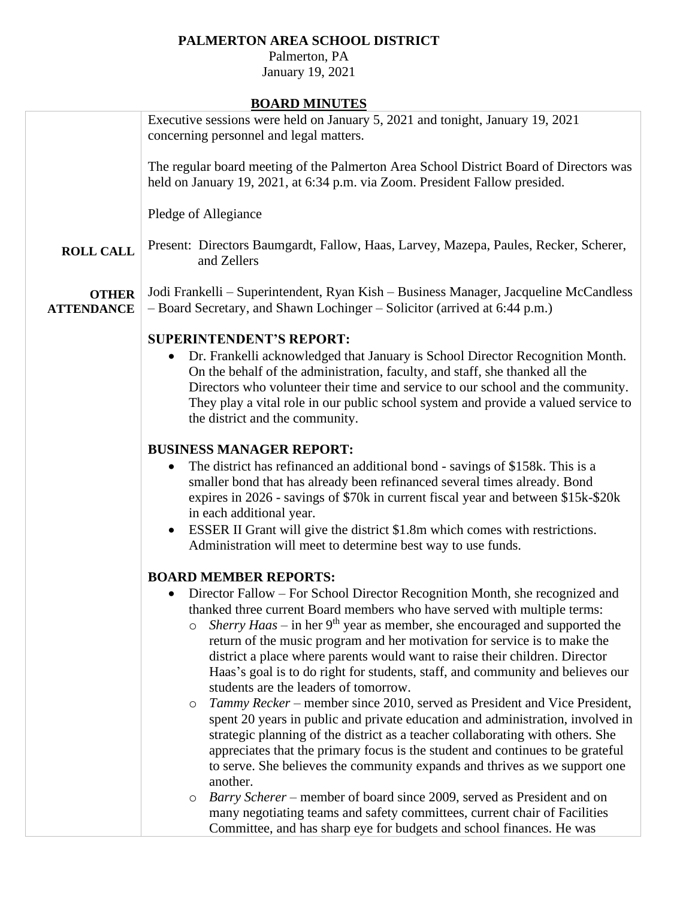# PALMERTON AREA SCHOOL DISTRICT

Palmerton, PA
January 19, 2021

## BOARD MINUTES

Executive sessions were held on January 5, 2021 and tonight, January 19, 2021 concerning personnel and legal matters.

The regular board meeting of the Palmerton Area School District Board of Directors was held on January 19, 2021, at 6:34 p.m. via Zoom. President Fallow presided.

Pledge of Allegiance

**ROLL CALL**

Present: Directors Baumgardt, Fallow, Haas, Larvey, Mazepa, Paules, Recker, Scherer, and Zellers

**OTHER ATTENDANCE**

Jodi Frankelli – Superintendent, Ryan Kish – Business Manager, Jacqueline McCandless – Board Secretary, and Shawn Lochinger – Solicitor (arrived at 6:44 p.m.)

### SUPERINTENDENT'S REPORT:

- Dr. Frankelli acknowledged that January is School Director Recognition Month. On the behalf of the administration, faculty, and staff, she thanked all the Directors who volunteer their time and service to our school and the community. They play a vital role in our public school system and provide a valued service to the district and the community.

### BUSINESS MANAGER REPORT:

- The district has refinanced an additional bond - savings of $158k. This is a smaller bond that has already been refinanced several times already. Bond expires in 2026 - savings of $70k in current fiscal year and between $15k-$20k in each additional year.
- ESSER II Grant will give the district $1.8m which comes with restrictions. Administration will meet to determine best way to use funds.

### BOARD MEMBER REPORTS:

- Director Fallow – For School Director Recognition Month, she recognized and thanked three current Board members who have served with multiple terms:
  - *Sherry Haas* – in her 9th year as member, she encouraged and supported the return of the music program and her motivation for service is to make the district a place where parents would want to raise their children. Director Haas's goal is to do right for students, staff, and community and believes our students are the leaders of tomorrow.
  - *Tammy Recker* – member since 2010, served as President and Vice President, spent 20 years in public and private education and administration, involved in strategic planning of the district as a teacher collaborating with others. She appreciates that the primary focus is the student and continues to be grateful to serve. She believes the community expands and thrives as we support one another.
  - *Barry Scherer* – member of board since 2009, served as President and on many negotiating teams and safety committees, current chair of Facilities Committee, and has sharp eye for budgets and school finances. He was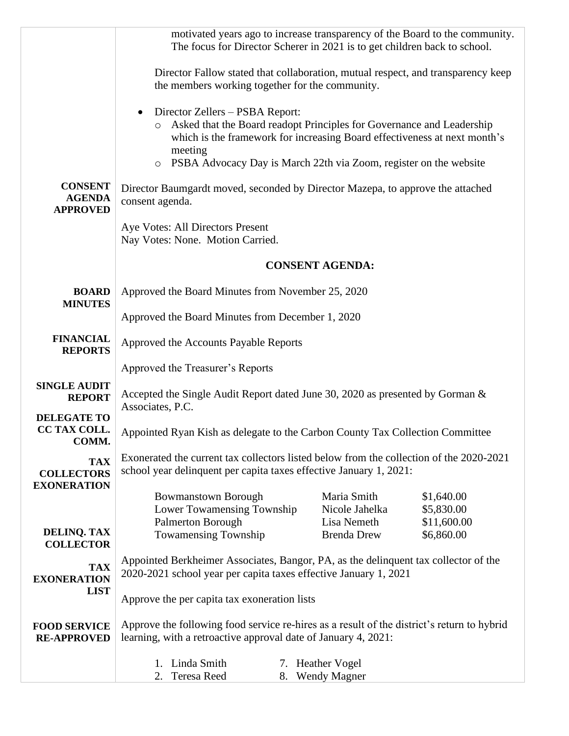motivated years ago to increase transparency of the Board to the community. The focus for Director Scherer in 2021 is to get children back to school.

Director Fallow stated that collaboration, mutual respect, and transparency keep the members working together for the community.

- Director Zellers – PSBA Report:
  - Asked that the Board readopt Principles for Governance and Leadership which is the framework for increasing Board effectiveness at next month's meeting
  - PSBA Advocacy Day is March 22th via Zoom, register on the website

**CONSENT AGENDA APPROVED**

Director Baumgardt moved, seconded by Director Mazepa, to approve the attached consent agenda.

Aye Votes: All Directors Present
Nay Votes: None. Motion Carried.

## CONSENT AGENDA:

**BOARD MINUTES**

Approved the Board Minutes from November 25, 2020

Approved the Board Minutes from December 1, 2020

**FINANCIAL REPORTS**

Approved the Accounts Payable Reports

Approved the Treasurer's Reports

**SINGLE AUDIT REPORT**

Accepted the Single Audit Report dated June 30, 2020 as presented by Gorman & Associates, P.C.

**DELEGATE TO CC TAX COLL. COMM.**

Appointed Ryan Kish as delegate to the Carbon County Tax Collection Committee

**TAX COLLECTORS EXONERATION**

Exonerated the current tax collectors listed below from the collection of the 2020-2021 school year delinquent per capita taxes effective January 1, 2021:

| | | |
|---|---|---|
| Bowmanstown Borough | Maria Smith | $1,640.00 |
| Lower Towamensing Township | Nicole Jahelka | $5,830.00 |
| Palmerton Borough | Lisa Nemeth | $11,600.00 |
| Towamensing Township | Brenda Drew | $6,860.00 |

**DELINQ. TAX COLLECTOR**

Appointed Berkheimer Associates, Bangor, PA, as the delinquent tax collector of the 2020-2021 school year per capita taxes effective January 1, 2021

**TAX EXONERATION LIST**

Approve the per capita tax exoneration lists

**FOOD SERVICE RE-APPROVED**

Approve the following food service re-hires as a result of the district's return to hybrid learning, with a retroactive approval date of January 4, 2021:

1. Linda Smith
2. Teresa Reed

7. Heather Vogel
8. Wendy Magner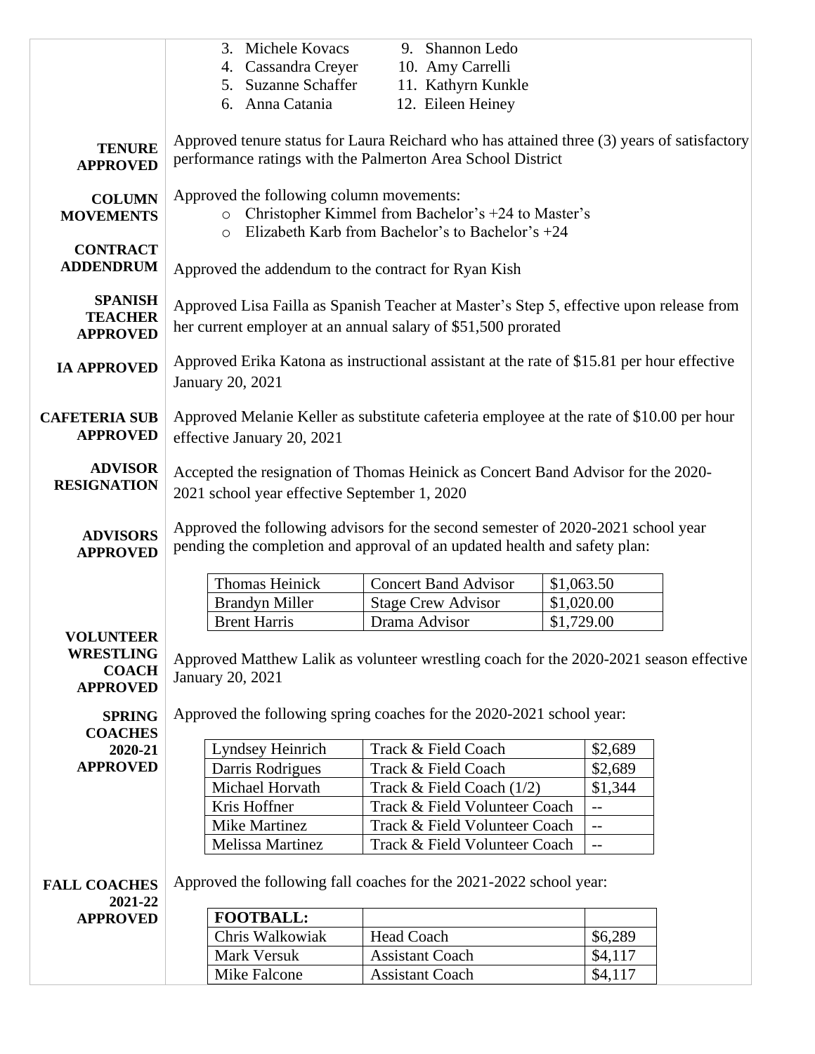3. Michele Kovacs
4. Cassandra Creyer
5. Suzanne Schaffer
6. Anna Catania
9. Shannon Ledo
10. Amy Carrelli
11. Kathyrn Kunkle
12. Eileen Heiney

**TENURE APPROVED**

Approved tenure status for Laura Reichard who has attained three (3) years of satisfactory performance ratings with the Palmerton Area School District

**COLUMN MOVEMENTS**

Approved the following column movements:

- Christopher Kimmel from Bachelor's +24 to Master's
- Elizabeth Karb from Bachelor's to Bachelor's +24

**CONTRACT ADDENDRUM**

Approved the addendum to the contract for Ryan Kish

**SPANISH TEACHER APPROVED**

Approved Lisa Failla as Spanish Teacher at Master's Step 5, effective upon release from her current employer at an annual salary of $51,500 prorated

**IA APPROVED**

Approved Erika Katona as instructional assistant at the rate of $15.81 per hour effective January 20, 2021

**CAFETERIA SUB APPROVED**

Approved Melanie Keller as substitute cafeteria employee at the rate of $10.00 per hour effective January 20, 2021

**ADVISOR RESIGNATION**

Accepted the resignation of Thomas Heinick as Concert Band Advisor for the 2020-2021 school year effective September 1, 2020

**ADVISORS APPROVED**

Approved the following advisors for the second semester of 2020-2021 school year pending the completion and approval of an updated health and safety plan:

| | | |
|---|---|---|
| Thomas Heinick | Concert Band Advisor | $1,063.50 |
| Brandyn Miller | Stage Crew Advisor | $1,020.00 |
| Brent Harris | Drama Advisor | $1,729.00 |

**VOLUNTEER WRESTLING COACH APPROVED**

Approved Matthew Lalik as volunteer wrestling coach for the 2020-2021 season effective January 20, 2021

**SPRING COACHES 2020-21 APPROVED**

Approved the following spring coaches for the 2020-2021 school year:

| | | |
|---|---|---|
| Lyndsey Heinrich | Track & Field Coach | $2,689 |
| Darris Rodrigues | Track & Field Coach | $2,689 |
| Michael Horvath | Track & Field Coach (1/2) | $1,344 |
| Kris Hoffner | Track & Field Volunteer Coach | -- |
| Mike Martinez | Track & Field Volunteer Coach | -- |
| Melissa Martinez | Track & Field Volunteer Coach | -- |

**FALL COACHES 2021-22 APPROVED**

Approved the following fall coaches for the 2021-2022 school year:

| **FOOTBALL:** | | |
|---|---|---|
| Chris Walkowiak | Head Coach | $6,289 |
| Mark Versuk | Assistant Coach | $4,117 |
| Mike Falcone | Assistant Coach | $4,117 |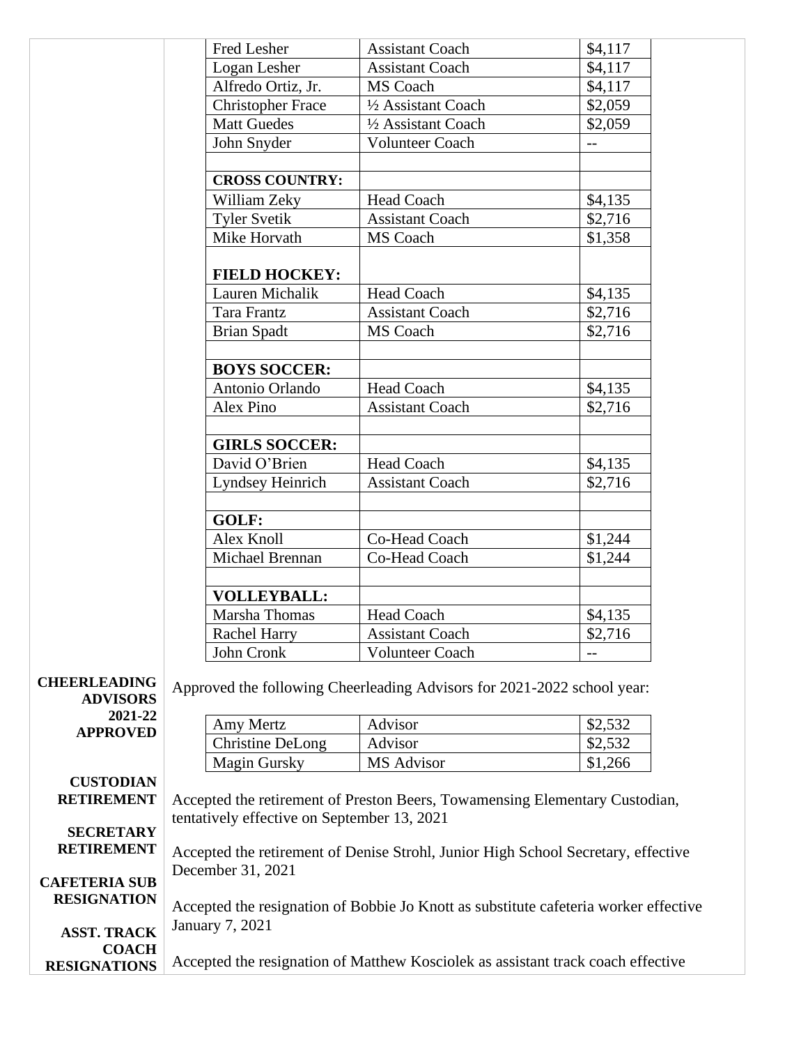| | | |
|---|---|---|
| Fred Lesher | Assistant Coach | $4,117 |
| Logan Lesher | Assistant Coach | $4,117 |
| Alfredo Ortiz, Jr. | MS Coach | $4,117 |
| Christopher Frace | ½ Assistant Coach | $2,059 |
| Matt Guedes | ½ Assistant Coach | $2,059 |
| John Snyder | Volunteer Coach | -- |
| | | |
| **CROSS COUNTRY:** | | |
| William Zeky | Head Coach | $4,135 |
| Tyler Svetik | Assistant Coach | $2,716 |
| Mike Horvath | MS Coach | $1,358 |
| **FIELD HOCKEY:** | | |
| Lauren Michalik | Head Coach | $4,135 |
| Tara Frantz | Assistant Coach | $2,716 |
| Brian Spadt | MS Coach | $2,716 |
| | | |
| **BOYS SOCCER:** | | |
| Antonio Orlando | Head Coach | $4,135 |
| Alex Pino | Assistant Coach | $2,716 |
| | | |
| **GIRLS SOCCER:** | | |
| David O'Brien | Head Coach | $4,135 |
| Lyndsey Heinrich | Assistant Coach | $2,716 |
| | | |
| **GOLF:** | | |
| Alex Knoll | Co-Head Coach | $1,244 |
| Michael Brennan | Co-Head Coach | $1,244 |
| | | |
| **VOLLEYBALL:** | | |
| Marsha Thomas | Head Coach | $4,135 |
| Rachel Harry | Assistant Coach | $2,716 |
| John Cronk | Volunteer Coach | -- |

**CHEERLEADING ADVISORS 2021-22 APPROVED**

Approved the following Cheerleading Advisors for 2021-2022 school year:

| | | |
|---|---|---|
| Amy Mertz | Advisor | $2,532 |
| Christine DeLong | Advisor | $2,532 |
| Magin Gursky | MS Advisor | $1,266 |

**CUSTODIAN RETIREMENT**

Accepted the retirement of Preston Beers, Towamensing Elementary Custodian, tentatively effective on September 13, 2021

**SECRETARY RETIREMENT**

Accepted the retirement of Denise Strohl, Junior High School Secretary, effective December 31, 2021

**CAFETERIA SUB RESIGNATION**

Accepted the resignation of Bobbie Jo Knott as substitute cafeteria worker effective January 7, 2021

**ASST. TRACK COACH RESIGNATIONS**

Accepted the resignation of Matthew Kosciolek as assistant track coach effective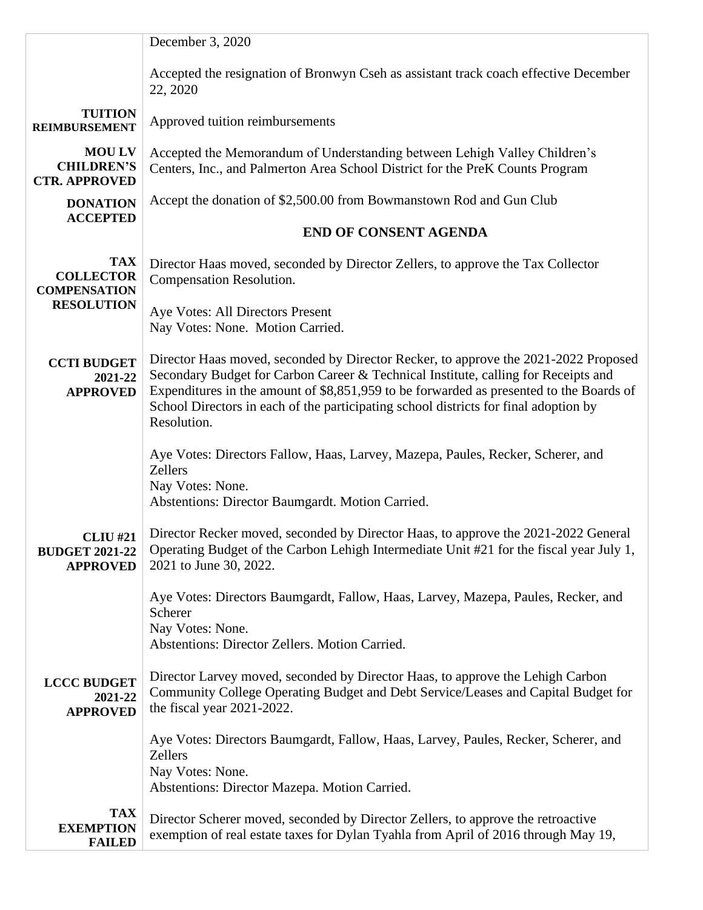| | |
|---|---|
| | December 3, 2020<br><br>Accepted the resignation of Bronwyn Cseh as assistant track coach effective December 22, 2020 |
| **TUITION REIMBURSEMENT** | Approved tuition reimbursements |
| **MOU LV CHILDREN'S CTR. APPROVED** | Accepted the Memorandum of Understanding between Lehigh Valley Children's Centers, Inc., and Palmerton Area School District for the PreK Counts Program |
| **DONATION ACCEPTED** | Accept the donation of $2,500.00 from Bowmanstown Rod and Gun Club<br><br>**END OF CONSENT AGENDA** |
| **TAX COLLECTOR COMPENSATION RESOLUTION** | Director Haas moved, seconded by Director Zellers, to approve the Tax Collector Compensation Resolution.<br><br>Aye Votes: All Directors Present<br>Nay Votes: None. Motion Carried. |
| **CCTI BUDGET 2021-22 APPROVED** | Director Haas moved, seconded by Director Recker, to approve the 2021-2022 Proposed Secondary Budget for Carbon Career & Technical Institute, calling for Receipts and Expenditures in the amount of $8,851,959 to be forwarded as presented to the Boards of School Directors in each of the participating school districts for final adoption by Resolution.<br><br>Aye Votes: Directors Fallow, Haas, Larvey, Mazepa, Paules, Recker, Scherer, and Zellers<br>Nay Votes: None.<br>Abstentions: Director Baumgardt. Motion Carried. |
| **CLIU #21 BUDGET 2021-22 APPROVED** | Director Recker moved, seconded by Director Haas, to approve the 2021-2022 General Operating Budget of the Carbon Lehigh Intermediate Unit #21 for the fiscal year July 1, 2021 to June 30, 2022.<br><br>Aye Votes: Directors Baumgardt, Fallow, Haas, Larvey, Mazepa, Paules, Recker, and Scherer<br>Nay Votes: None.<br>Abstentions: Director Zellers. Motion Carried. |
| **LCCC BUDGET 2021-22 APPROVED** | Director Larvey moved, seconded by Director Haas, to approve the Lehigh Carbon Community College Operating Budget and Debt Service/Leases and Capital Budget for the fiscal year 2021-2022.<br><br>Aye Votes: Directors Baumgardt, Fallow, Haas, Larvey, Paules, Recker, Scherer, and Zellers<br>Nay Votes: None.<br>Abstentions: Director Mazepa. Motion Carried. |
| **TAX EXEMPTION FAILED** | Director Scherer moved, seconded by Director Zellers, to approve the retroactive exemption of real estate taxes for Dylan Tyahla from April of 2016 through May 19, |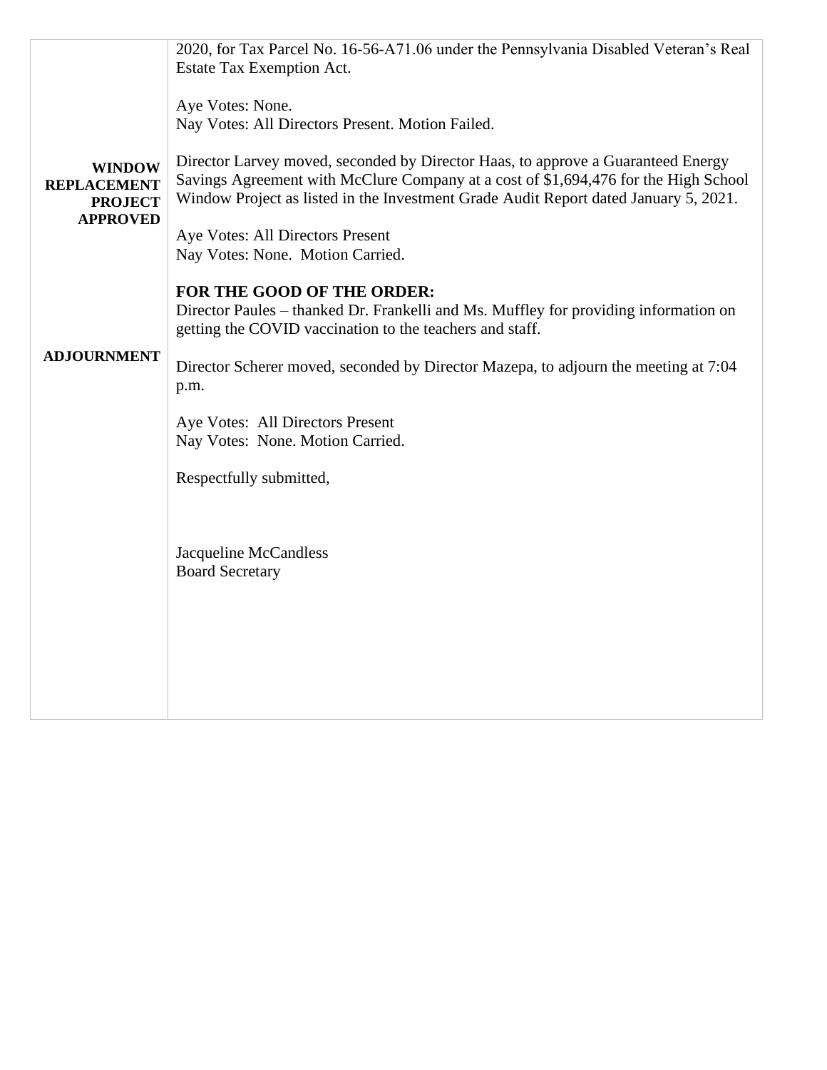2020, for Tax Parcel No. 16-56-A71.06 under the Pennsylvania Disabled Veteran's Real Estate Tax Exemption Act.

Aye Votes: None.
Nay Votes: All Directors Present. Motion Failed.

**WINDOW REPLACEMENT PROJECT APPROVED**

Director Larvey moved, seconded by Director Haas, to approve a Guaranteed Energy Savings Agreement with McClure Company at a cost of $1,694,476 for the High School Window Project as listed in the Investment Grade Audit Report dated January 5, 2021.

Aye Votes: All Directors Present
Nay Votes: None. Motion Carried.

**FOR THE GOOD OF THE ORDER:**
Director Paules – thanked Dr. Frankelli and Ms. Muffley for providing information on getting the COVID vaccination to the teachers and staff.

**ADJOURNMENT**

Director Scherer moved, seconded by Director Mazepa, to adjourn the meeting at 7:04 p.m.

Aye Votes: All Directors Present
Nay Votes: None. Motion Carried.

Respectfully submitted,

Jacqueline McCandless
Board Secretary